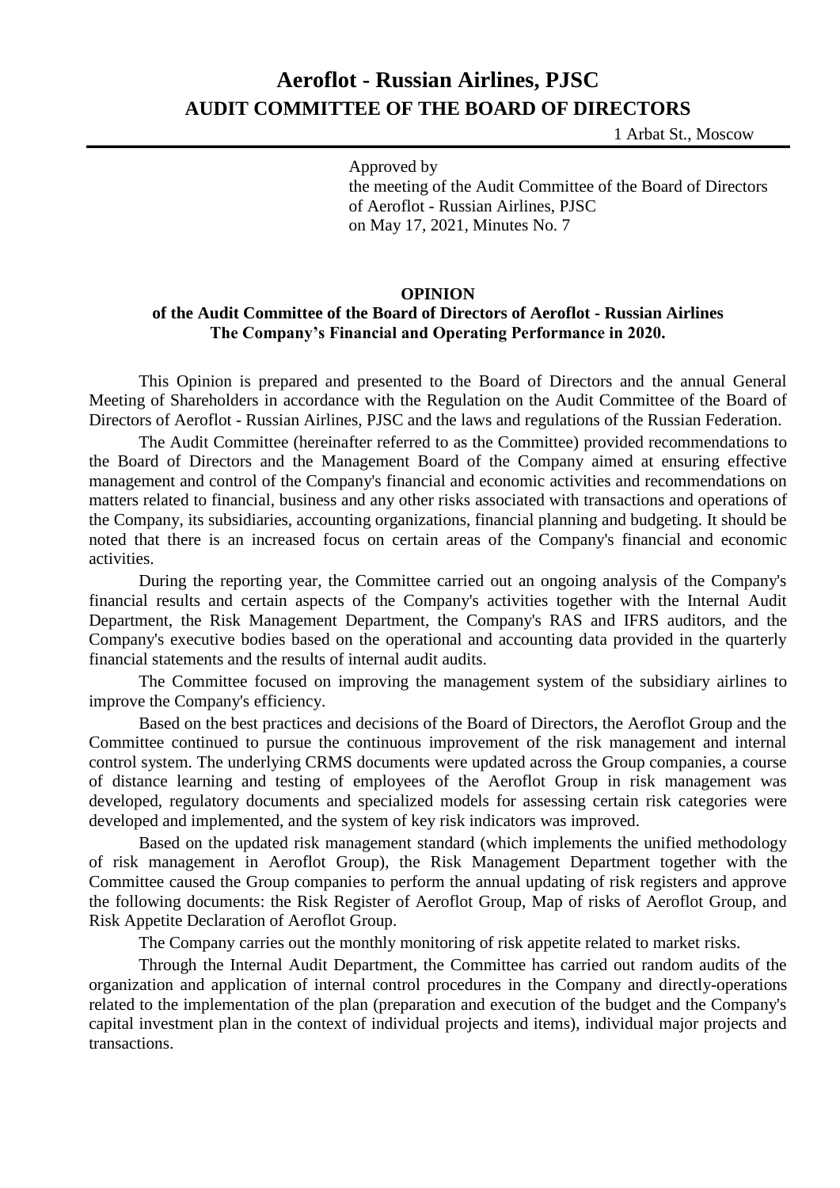# Aeroflot - Russian Airlines, PJSC
## AUDIT COMMITTEE OF THE BOARD OF DIRECTORS

1 Arbat St., Moscow

Approved by
the meeting of the Audit Committee of the Board of Directors
of Aeroflot - Russian Airlines, PJSC
on May 17, 2021, Minutes No. 7

### OPINION
### of the Audit Committee of the Board of Directors of Aeroflot - Russian Airlines The Company's Financial and Operating Performance in 2020.

This Opinion is prepared and presented to the Board of Directors and the annual General Meeting of Shareholders in accordance with the Regulation on the Audit Committee of the Board of Directors of Aeroflot - Russian Airlines, PJSC and the laws and regulations of the Russian Federation.

The Audit Committee (hereinafter referred to as the Committee) provided recommendations to the Board of Directors and the Management Board of the Company aimed at ensuring effective management and control of the Company's financial and economic activities and recommendations on matters related to financial, business and any other risks associated with transactions and operations of the Company, its subsidiaries, accounting organizations, financial planning and budgeting. It should be noted that there is an increased focus on certain areas of the Company's financial and economic activities.

During the reporting year, the Committee carried out an ongoing analysis of the Company's financial results and certain aspects of the Company's activities together with the Internal Audit Department, the Risk Management Department, the Company's RAS and IFRS auditors, and the Company's executive bodies based on the operational and accounting data provided in the quarterly financial statements and the results of internal audit audits.

The Committee focused on improving the management system of the subsidiary airlines to improve the Company's efficiency.

Based on the best practices and decisions of the Board of Directors, the Aeroflot Group and the Committee continued to pursue the continuous improvement of the risk management and internal control system. The underlying CRMS documents were updated across the Group companies, a course of distance learning and testing of employees of the Aeroflot Group in risk management was developed, regulatory documents and specialized models for assessing certain risk categories were developed and implemented, and the system of key risk indicators was improved.

Based on the updated risk management standard (which implements the unified methodology of risk management in Aeroflot Group), the Risk Management Department together with the Committee caused the Group companies to perform the annual updating of risk registers and approve the following documents: the Risk Register of Aeroflot Group, Map of risks of Aeroflot Group, and Risk Appetite Declaration of Aeroflot Group.

The Company carries out the monthly monitoring of risk appetite related to market risks.

Through the Internal Audit Department, the Committee has carried out random audits of the organization and application of internal control procedures in the Company and directly-operations related to the implementation of the plan (preparation and execution of the budget and the Company's capital investment plan in the context of individual projects and items), individual major projects and transactions.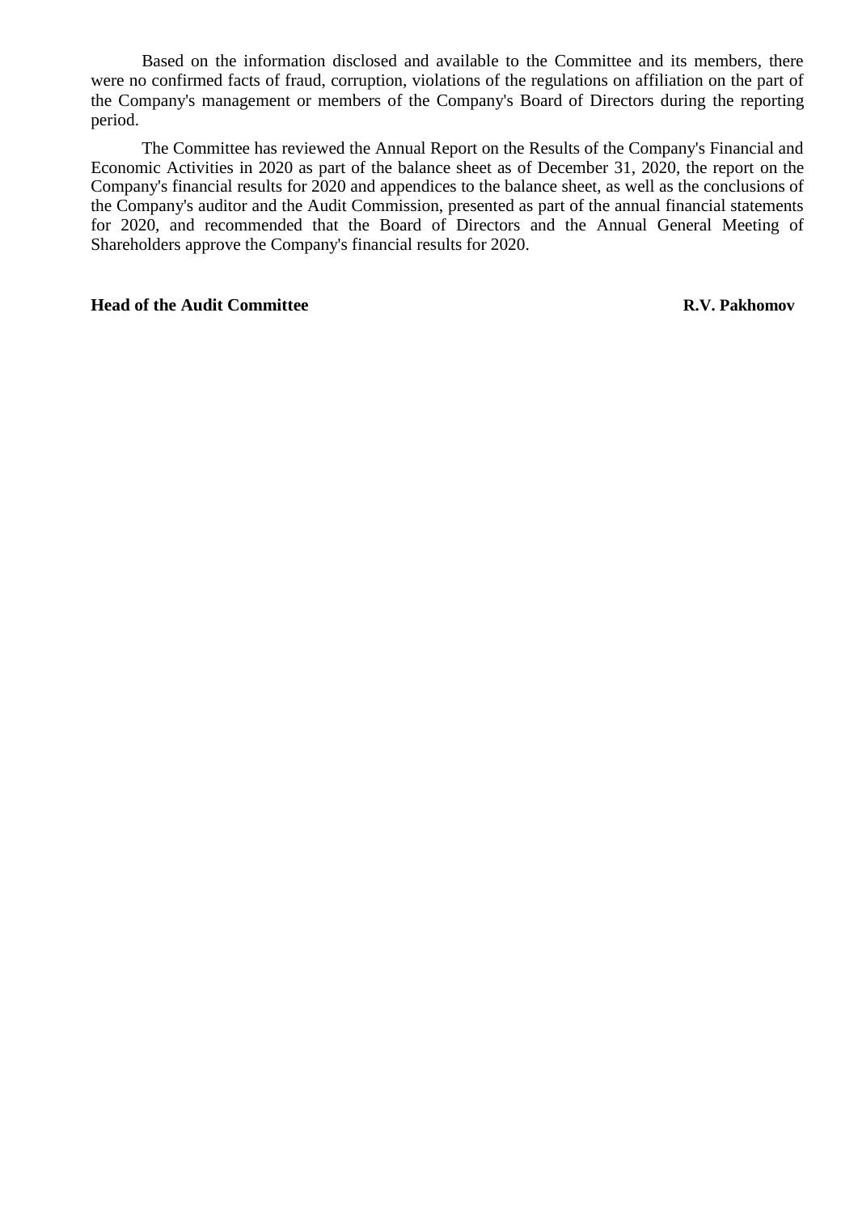Based on the information disclosed and available to the Committee and its members, there were no confirmed facts of fraud, corruption, violations of the regulations on affiliation on the part of the Company's management or members of the Company's Board of Directors during the reporting period.

The Committee has reviewed the Annual Report on the Results of the Company's Financial and Economic Activities in 2020 as part of the balance sheet as of December 31, 2020, the report on the Company's financial results for 2020 and appendices to the balance sheet, as well as the conclusions of the Company's auditor and the Audit Commission, presented as part of the annual financial statements for 2020, and recommended that the Board of Directors and the Annual General Meeting of Shareholders approve the Company's financial results for 2020.

**Head of the Audit Committee** **R.V. Pakhomov**